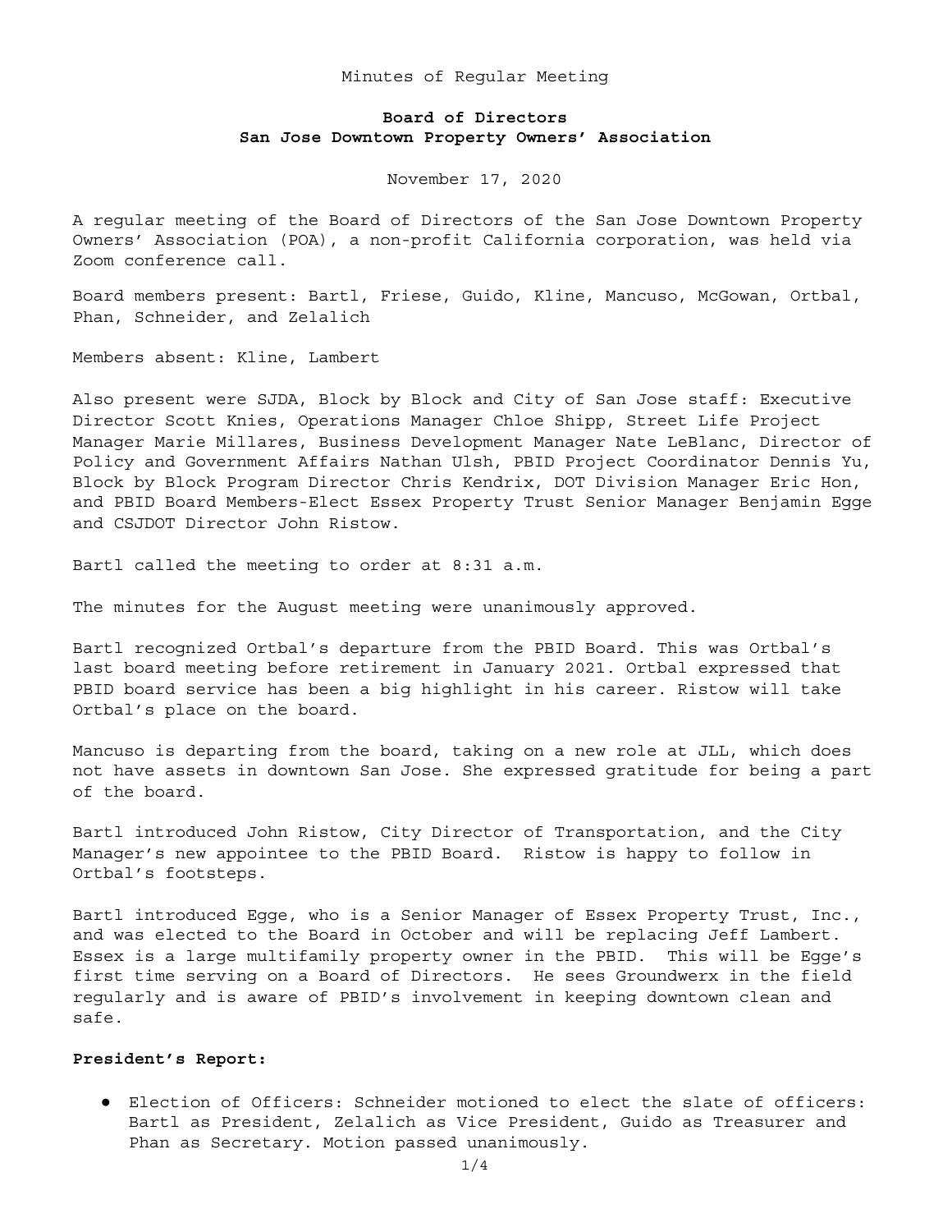Minutes of Regular Meeting

**Board of Directors**
**San Jose Downtown Property Owners' Association**

November 17, 2020

A regular meeting of the Board of Directors of the San Jose Downtown Property Owners' Association (POA), a non-profit California corporation, was held via Zoom conference call.

Board members present: Bartl, Friese, Guido, Kline, Mancuso, McGowan, Ortbal, Phan, Schneider, and Zelalich

Members absent: Kline, Lambert

Also present were SJDA, Block by Block and City of San Jose staff: Executive Director Scott Knies, Operations Manager Chloe Shipp, Street Life Project Manager Marie Millares, Business Development Manager Nate LeBlanc, Director of Policy and Government Affairs Nathan Ulsh, PBID Project Coordinator Dennis Yu, Block by Block Program Director Chris Kendrix, DOT Division Manager Eric Hon, and PBID Board Members-Elect Essex Property Trust Senior Manager Benjamin Egge and CSJDOT Director John Ristow.

Bartl called the meeting to order at 8:31 a.m.

The minutes for the August meeting were unanimously approved.

Bartl recognized Ortbal's departure from the PBID Board. This was Ortbal's last board meeting before retirement in January 2021. Ortbal expressed that PBID board service has been a big highlight in his career. Ristow will take Ortbal's place on the board.

Mancuso is departing from the board, taking on a new role at JLL, which does not have assets in downtown San Jose. She expressed gratitude for being a part of the board.

Bartl introduced John Ristow, City Director of Transportation, and the City Manager's new appointee to the PBID Board. Ristow is happy to follow in Ortbal's footsteps.

Bartl introduced Egge, who is a Senior Manager of Essex Property Trust, Inc., and was elected to the Board in October and will be replacing Jeff Lambert. Essex is a large multifamily property owner in the PBID. This will be Egge's first time serving on a Board of Directors. He sees Groundwerx in the field regularly and is aware of PBID's involvement in keeping downtown clean and safe.

**President's Report:**

- Election of Officers: Schneider motioned to elect the slate of officers: Bartl as President, Zelalich as Vice President, Guido as Treasurer and Phan as Secretary. Motion passed unanimously.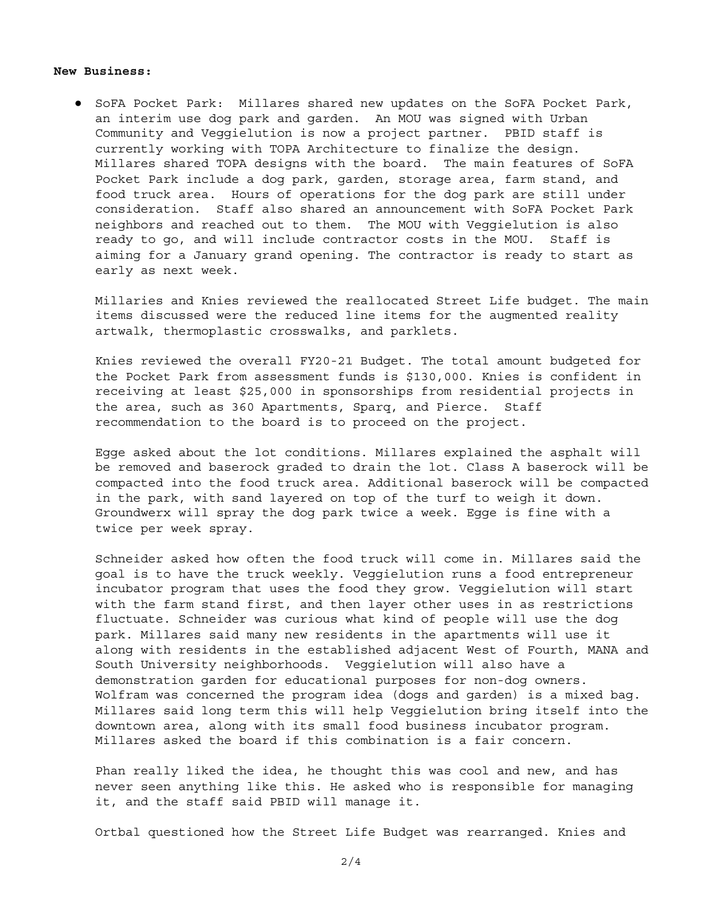**New Business:**

- SoFA Pocket Park: Millares shared new updates on the SoFA Pocket Park, an interim use dog park and garden. An MOU was signed with Urban Community and Veggielution is now a project partner. PBID staff is currently working with TOPA Architecture to finalize the design. Millares shared TOPA designs with the board. The main features of SoFA Pocket Park include a dog park, garden, storage area, farm stand, and food truck area. Hours of operations for the dog park are still under consideration. Staff also shared an announcement with SoFA Pocket Park neighbors and reached out to them. The MOU with Veggielution is also ready to go, and will include contractor costs in the MOU. Staff is aiming for a January grand opening. The contractor is ready to start as early as next week.

  Millaries and Knies reviewed the reallocated Street Life budget. The main items discussed were the reduced line items for the augmented reality artwalk, thermoplastic crosswalks, and parklets.

  Knies reviewed the overall FY20-21 Budget. The total amount budgeted for the Pocket Park from assessment funds is $130,000. Knies is confident in receiving at least $25,000 in sponsorships from residential projects in the area, such as 360 Apartments, Sparq, and Pierce. Staff recommendation to the board is to proceed on the project.

  Egge asked about the lot conditions. Millares explained the asphalt will be removed and baserock graded to drain the lot. Class A baserock will be compacted into the food truck area. Additional baserock will be compacted in the park, with sand layered on top of the turf to weigh it down. Groundwerx will spray the dog park twice a week. Egge is fine with a twice per week spray.

  Schneider asked how often the food truck will come in. Millares said the goal is to have the truck weekly. Veggielution runs a food entrepreneur incubator program that uses the food they grow. Veggielution will start with the farm stand first, and then layer other uses in as restrictions fluctuate. Schneider was curious what kind of people will use the dog park. Millares said many new residents in the apartments will use it along with residents in the established adjacent West of Fourth, MANA and South University neighborhoods. Veggielution will also have a demonstration garden for educational purposes for non-dog owners. Wolfram was concerned the program idea (dogs and garden) is a mixed bag. Millares said long term this will help Veggielution bring itself into the downtown area, along with its small food business incubator program. Millares asked the board if this combination is a fair concern.

  Phan really liked the idea, he thought this was cool and new, and has never seen anything like this. He asked who is responsible for managing it, and the staff said PBID will manage it.

  Ortbal questioned how the Street Life Budget was rearranged. Knies and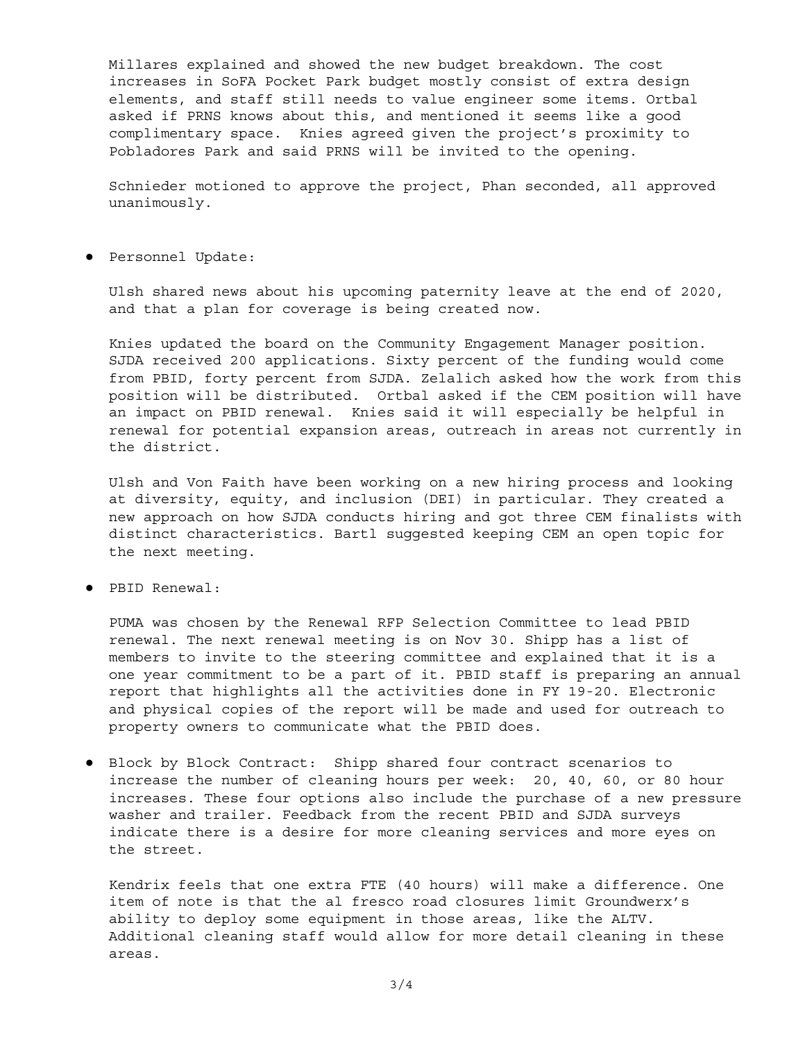Millares explained and showed the new budget breakdown. The cost increases in SoFA Pocket Park budget mostly consist of extra design elements, and staff still needs to value engineer some items. Ortbal asked if PRNS knows about this, and mentioned it seems like a good complimentary space. Knies agreed given the project's proximity to Pobladores Park and said PRNS will be invited to the opening.

Schnieder motioned to approve the project, Phan seconded, all approved unanimously.

- Personnel Update:

  Ulsh shared news about his upcoming paternity leave at the end of 2020, and that a plan for coverage is being created now.

  Knies updated the board on the Community Engagement Manager position. SJDA received 200 applications. Sixty percent of the funding would come from PBID, forty percent from SJDA. Zelalich asked how the work from this position will be distributed. Ortbal asked if the CEM position will have an impact on PBID renewal. Knies said it will especially be helpful in renewal for potential expansion areas, outreach in areas not currently in the district.

  Ulsh and Von Faith have been working on a new hiring process and looking at diversity, equity, and inclusion (DEI) in particular. They created a new approach on how SJDA conducts hiring and got three CEM finalists with distinct characteristics. Bartl suggested keeping CEM an open topic for the next meeting.

- PBID Renewal:

  PUMA was chosen by the Renewal RFP Selection Committee to lead PBID renewal. The next renewal meeting is on Nov 30. Shipp has a list of members to invite to the steering committee and explained that it is a one year commitment to be a part of it. PBID staff is preparing an annual report that highlights all the activities done in FY 19-20. Electronic and physical copies of the report will be made and used for outreach to property owners to communicate what the PBID does.

- Block by Block Contract: Shipp shared four contract scenarios to increase the number of cleaning hours per week: 20, 40, 60, or 80 hour increases. These four options also include the purchase of a new pressure washer and trailer. Feedback from the recent PBID and SJDA surveys indicate there is a desire for more cleaning services and more eyes on the street.

  Kendrix feels that one extra FTE (40 hours) will make a difference. One item of note is that the al fresco road closures limit Groundwerx's ability to deploy some equipment in those areas, like the ALTV. Additional cleaning staff would allow for more detail cleaning in these areas.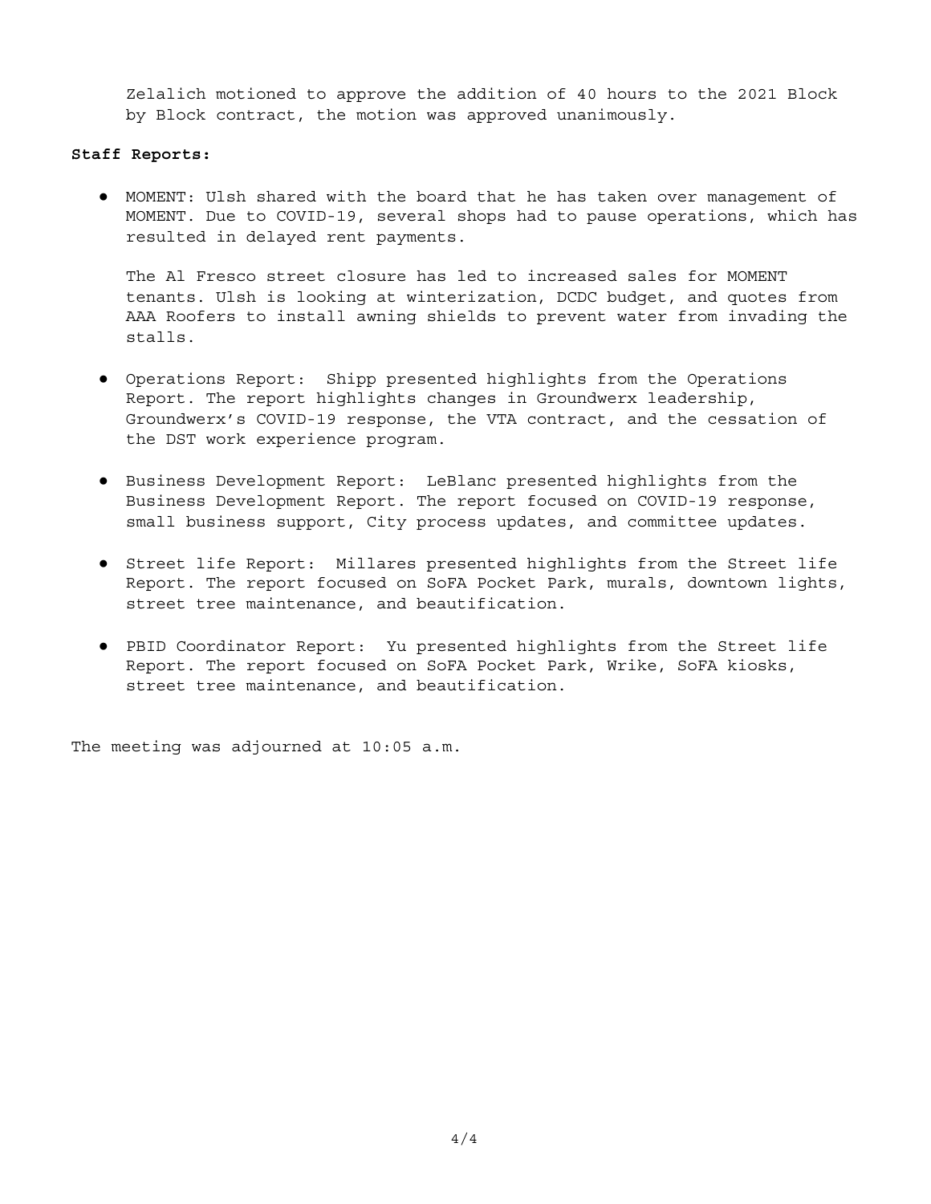Zelalich motioned to approve the addition of 40 hours to the 2021 Block by Block contract, the motion was approved unanimously.

**Staff Reports:**

- MOMENT: Ulsh shared with the board that he has taken over management of MOMENT. Due to COVID-19, several shops had to pause operations, which has resulted in delayed rent payments.

  The Al Fresco street closure has led to increased sales for MOMENT tenants. Ulsh is looking at winterization, DCDC budget, and quotes from AAA Roofers to install awning shields to prevent water from invading the stalls.

- Operations Report: Shipp presented highlights from the Operations Report. The report highlights changes in Groundwerx leadership, Groundwerx's COVID-19 response, the VTA contract, and the cessation of the DST work experience program.

- Business Development Report: LeBlanc presented highlights from the Business Development Report. The report focused on COVID-19 response, small business support, City process updates, and committee updates.

- Street life Report: Millares presented highlights from the Street life Report. The report focused on SoFA Pocket Park, murals, downtown lights, street tree maintenance, and beautification.

- PBID Coordinator Report: Yu presented highlights from the Street life Report. The report focused on SoFA Pocket Park, Wrike, SoFA kiosks, street tree maintenance, and beautification.

The meeting was adjourned at 10:05 a.m.